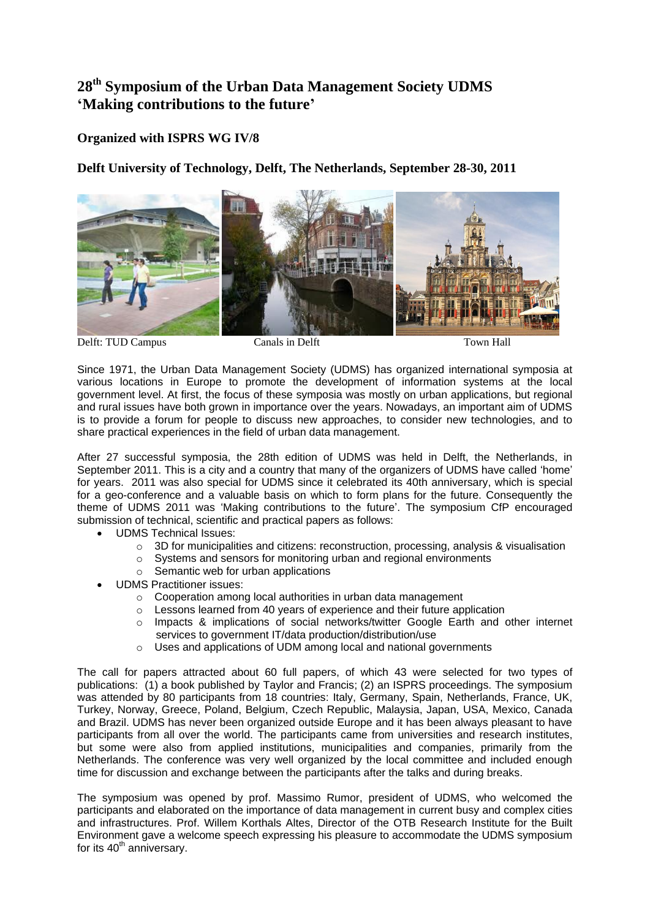# 28th Symposium of the Urban Data Management Society UDMS 'Making contributions to the future'

## Organized with ISPRS WG IV/8

## Delft University of Technology, Delft, The Netherlands, September 28-30, 2011

Delft: TUD Campus Canals in Delft Town Hall

Since 1971, the Urban Data Management Society (UDMS) has organized international symposia at various locations in Europe to promote the development of information systems at the local government level. At first, the focus of these symposia was mostly on urban applications, but regional and rural issues have both grown in importance over the years. Nowadays, an important aim of UDMS is to provide a forum for people to discuss new approaches, to consider new technologies, and to share practical experiences in the field of urban data management.

After 27 successful symposia, the 28th edition of UDMS was held in Delft, the Netherlands, in September 2011. This is a city and a country that many of the organizers of UDMS have called 'home' for years. 2011 was also special for UDMS since it celebrated its 40th anniversary, which is special for a geo-conference and a valuable basis on which to form plans for the future. Consequently the theme of UDMS 2011 was 'Making contributions to the future'. The symposium CfP encouraged submission of technical, scientific and practical papers as follows:

- UDMS Technical Issues:
  - 3D for municipalities and citizens: reconstruction, processing, analysis & visualisation
  - Systems and sensors for monitoring urban and regional environments
  - Semantic web for urban applications
- UDMS Practitioner issues:
  - Cooperation among local authorities in urban data management
  - Lessons learned from 40 years of experience and their future application
  - Impacts & implications of social networks/twitter Google Earth and other internet services to government IT/data production/distribution/use
  - Uses and applications of UDM among local and national governments

The call for papers attracted about 60 full papers, of which 43 were selected for two types of publications: (1) a book published by Taylor and Francis; (2) an ISPRS proceedings. The symposium was attended by 80 participants from 18 countries: Italy, Germany, Spain, Netherlands, France, UK, Turkey, Norway, Greece, Poland, Belgium, Czech Republic, Malaysia, Japan, USA, Mexico, Canada and Brazil. UDMS has never been organized outside Europe and it has been always pleasant to have participants from all over the world. The participants came from universities and research institutes, but some were also from applied institutions, municipalities and companies, primarily from the Netherlands. The conference was very well organized by the local committee and included enough time for discussion and exchange between the participants after the talks and during breaks.

The symposium was opened by prof. Massimo Rumor, president of UDMS, who welcomed the participants and elaborated on the importance of data management in current busy and complex cities and infrastructures. Prof. Willem Korthals Altes, Director of the OTB Research Institute for the Built Environment gave a welcome speech expressing his pleasure to accommodate the UDMS symposium for its 40th anniversary.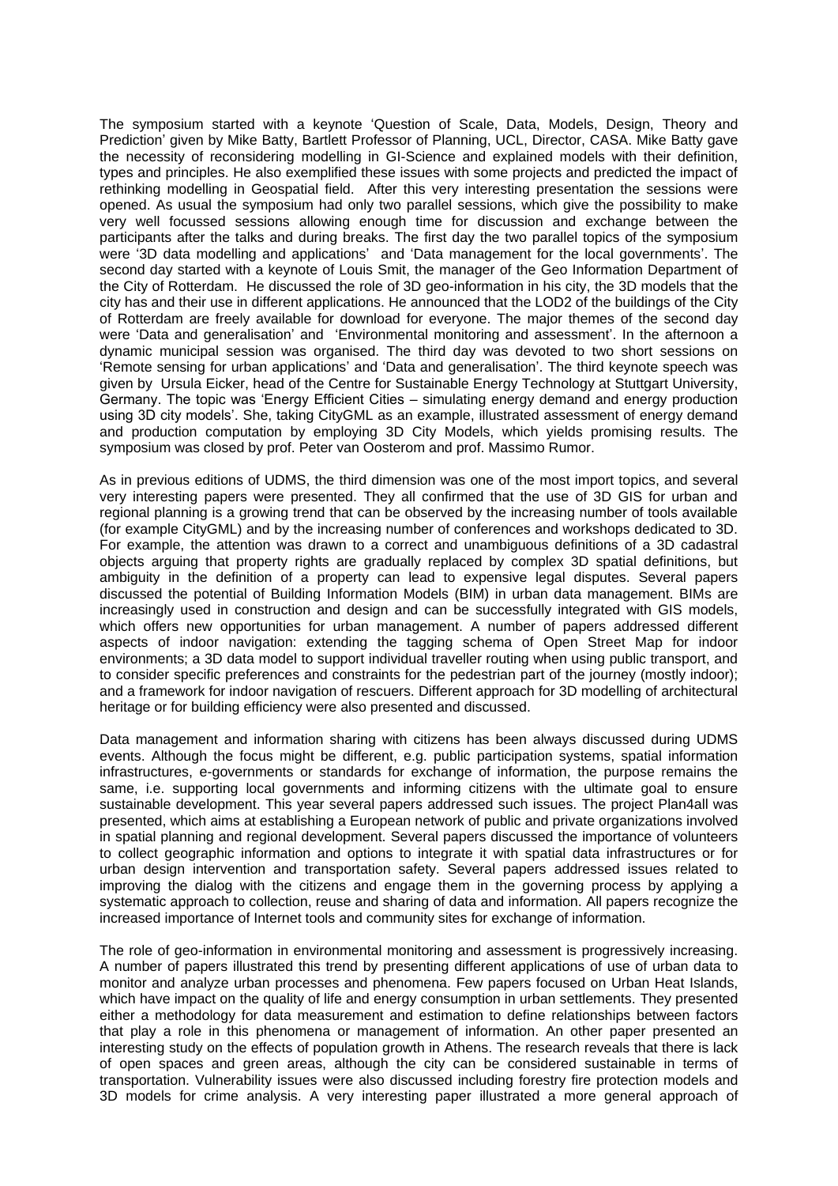The symposium started with a keynote 'Question of Scale, Data, Models, Design, Theory and Prediction' given by Mike Batty, Bartlett Professor of Planning, UCL, Director, CASA. Mike Batty gave the necessity of reconsidering modelling in GI-Science and explained models with their definition, types and principles. He also exemplified these issues with some projects and predicted the impact of rethinking modelling in Geospatial field. After this very interesting presentation the sessions were opened. As usual the symposium had only two parallel sessions, which give the possibility to make very well focussed sessions allowing enough time for discussion and exchange between the participants after the talks and during breaks. The first day the two parallel topics of the symposium were '3D data modelling and applications' and 'Data management for the local governments'. The second day started with a keynote of Louis Smit, the manager of the Geo Information Department of the City of Rotterdam. He discussed the role of 3D geo-information in his city, the 3D models that the city has and their use in different applications. He announced that the LOD2 of the buildings of the City of Rotterdam are freely available for download for everyone. The major themes of the second day were 'Data and generalisation' and 'Environmental monitoring and assessment'. In the afternoon a dynamic municipal session was organised. The third day was devoted to two short sessions on 'Remote sensing for urban applications' and 'Data and generalisation'. The third keynote speech was given by Ursula Eicker, head of the Centre for Sustainable Energy Technology at Stuttgart University, Germany. The topic was 'Energy Efficient Cities – simulating energy demand and energy production using 3D city models'. She, taking CityGML as an example, illustrated assessment of energy demand and production computation by employing 3D City Models, which yields promising results. The symposium was closed by prof. Peter van Oosterom and prof. Massimo Rumor.

As in previous editions of UDMS, the third dimension was one of the most import topics, and several very interesting papers were presented. They all confirmed that the use of 3D GIS for urban and regional planning is a growing trend that can be observed by the increasing number of tools available (for example CityGML) and by the increasing number of conferences and workshops dedicated to 3D. For example, the attention was drawn to a correct and unambiguous definitions of a 3D cadastral objects arguing that property rights are gradually replaced by complex 3D spatial definitions, but ambiguity in the definition of a property can lead to expensive legal disputes. Several papers discussed the potential of Building Information Models (BIM) in urban data management. BIMs are increasingly used in construction and design and can be successfully integrated with GIS models, which offers new opportunities for urban management. A number of papers addressed different aspects of indoor navigation: extending the tagging schema of Open Street Map for indoor environments; a 3D data model to support individual traveller routing when using public transport, and to consider specific preferences and constraints for the pedestrian part of the journey (mostly indoor); and a framework for indoor navigation of rescuers. Different approach for 3D modelling of architectural heritage or for building efficiency were also presented and discussed.

Data management and information sharing with citizens has been always discussed during UDMS events. Although the focus might be different, e.g. public participation systems, spatial information infrastructures, e-governments or standards for exchange of information, the purpose remains the same, i.e. supporting local governments and informing citizens with the ultimate goal to ensure sustainable development. This year several papers addressed such issues. The project Plan4all was presented, which aims at establishing a European network of public and private organizations involved in spatial planning and regional development. Several papers discussed the importance of volunteers to collect geographic information and options to integrate it with spatial data infrastructures or for urban design intervention and transportation safety. Several papers addressed issues related to improving the dialog with the citizens and engage them in the governing process by applying a systematic approach to collection, reuse and sharing of data and information. All papers recognize the increased importance of Internet tools and community sites for exchange of information.

The role of geo-information in environmental monitoring and assessment is progressively increasing. A number of papers illustrated this trend by presenting different applications of use of urban data to monitor and analyze urban processes and phenomena. Few papers focused on Urban Heat Islands, which have impact on the quality of life and energy consumption in urban settlements. They presented either a methodology for data measurement and estimation to define relationships between factors that play a role in this phenomena or management of information. An other paper presented an interesting study on the effects of population growth in Athens. The research reveals that there is lack of open spaces and green areas, although the city can be considered sustainable in terms of transportation. Vulnerability issues were also discussed including forestry fire protection models and 3D models for crime analysis. A very interesting paper illustrated a more general approach of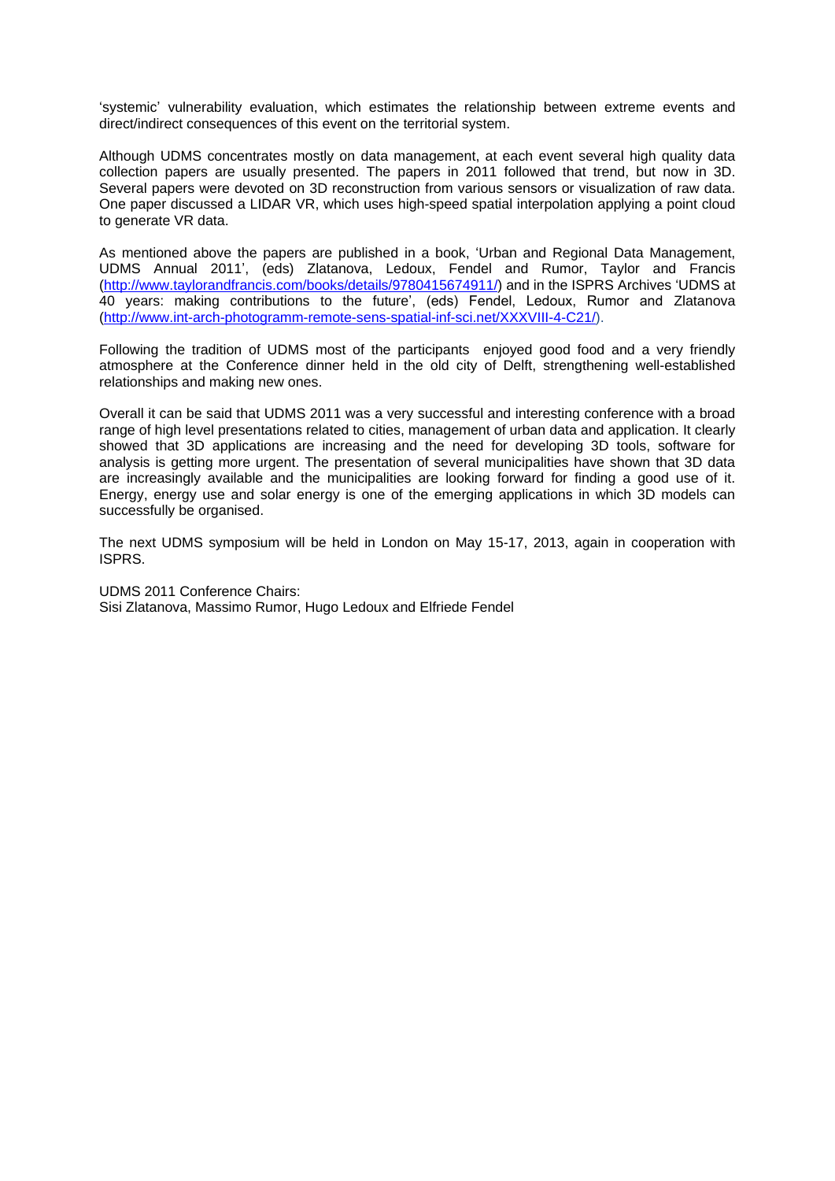'systemic' vulnerability evaluation, which estimates the relationship between extreme events and direct/indirect consequences of this event on the territorial system.

Although UDMS concentrates mostly on data management, at each event several high quality data collection papers are usually presented. The papers in 2011 followed that trend, but now in 3D. Several papers were devoted on 3D reconstruction from various sensors or visualization of raw data. One paper discussed a LIDAR VR, which uses high-speed spatial interpolation applying a point cloud to generate VR data.

As mentioned above the papers are published in a book, 'Urban and Regional Data Management, UDMS Annual 2011', (eds) Zlatanova, Ledoux, Fendel and Rumor, Taylor and Francis (http://www.taylorandfrancis.com/books/details/9780415674911/) and in the ISPRS Archives 'UDMS at 40 years: making contributions to the future', (eds) Fendel, Ledoux, Rumor and Zlatanova (http://www.int-arch-photogramm-remote-sens-spatial-inf-sci.net/XXXVIII-4-C21/).

Following the tradition of UDMS most of the participants enjoyed good food and a very friendly atmosphere at the Conference dinner held in the old city of Delft, strengthening well-established relationships and making new ones.

Overall it can be said that UDMS 2011 was a very successful and interesting conference with a broad range of high level presentations related to cities, management of urban data and application. It clearly showed that 3D applications are increasing and the need for developing 3D tools, software for analysis is getting more urgent. The presentation of several municipalities have shown that 3D data are increasingly available and the municipalities are looking forward for finding a good use of it. Energy, energy use and solar energy is one of the emerging applications in which 3D models can successfully be organised.

The next UDMS symposium will be held in London on May 15-17, 2013, again in cooperation with ISPRS.

UDMS 2011 Conference Chairs:
Sisi Zlatanova, Massimo Rumor, Hugo Ledoux and Elfriede Fendel